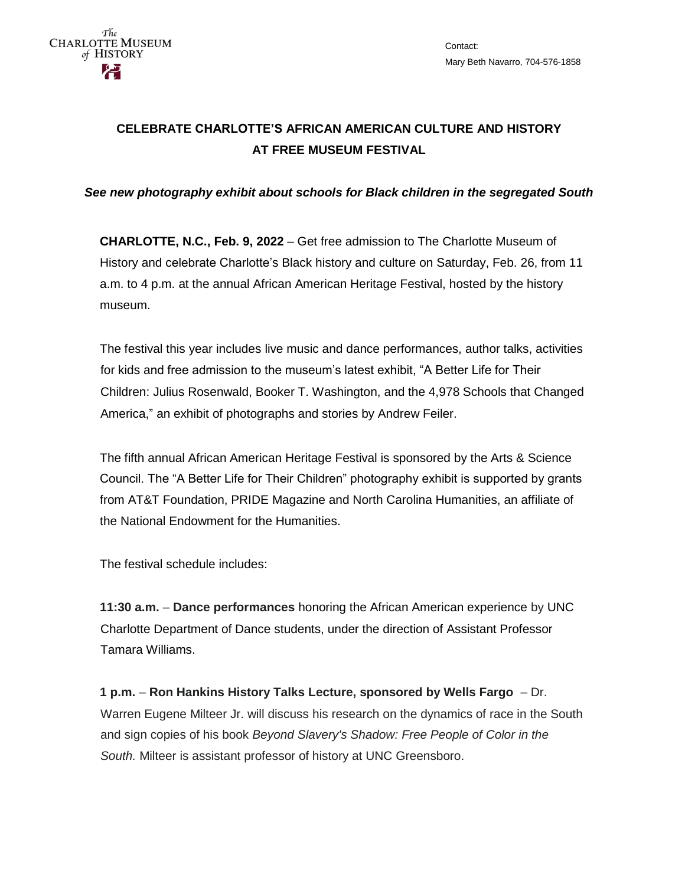The Charlotte Museum of History

Contact:
Mary Beth Navarro, 704-576-1858

## CELEBRATE CHARLOTTE'S AFRICAN AMERICAN CULTURE AND HISTORY AT FREE MUSEUM FESTIVAL

***See new photography exhibit about schools for Black children in the segregated South***

**CHARLOTTE, N.C., Feb. 9, 2022** – Get free admission to The Charlotte Museum of History and celebrate Charlotte's Black history and culture on Saturday, Feb. 26, from 11 a.m. to 4 p.m. at the annual African American Heritage Festival, hosted by the history museum.

The festival this year includes live music and dance performances, author talks, activities for kids and free admission to the museum's latest exhibit, "A Better Life for Their Children: Julius Rosenwald, Booker T. Washington, and the 4,978 Schools that Changed America," an exhibit of photographs and stories by Andrew Feiler.

The fifth annual African American Heritage Festival is sponsored by the Arts & Science Council. The "A Better Life for Their Children" photography exhibit is supported by grants from AT&T Foundation, PRIDE Magazine and North Carolina Humanities, an affiliate of the National Endowment for the Humanities.

The festival schedule includes:

**11:30 a.m.** – **Dance performances** honoring the African American experience by UNC Charlotte Department of Dance students, under the direction of Assistant Professor Tamara Williams.

**1 p.m.** – **Ron Hankins History Talks Lecture, sponsored by Wells Fargo** – Dr. Warren Eugene Milteer Jr. will discuss his research on the dynamics of race in the South and sign copies of his book *Beyond Slavery's Shadow: Free People of Color in the South.* Milteer is assistant professor of history at UNC Greensboro.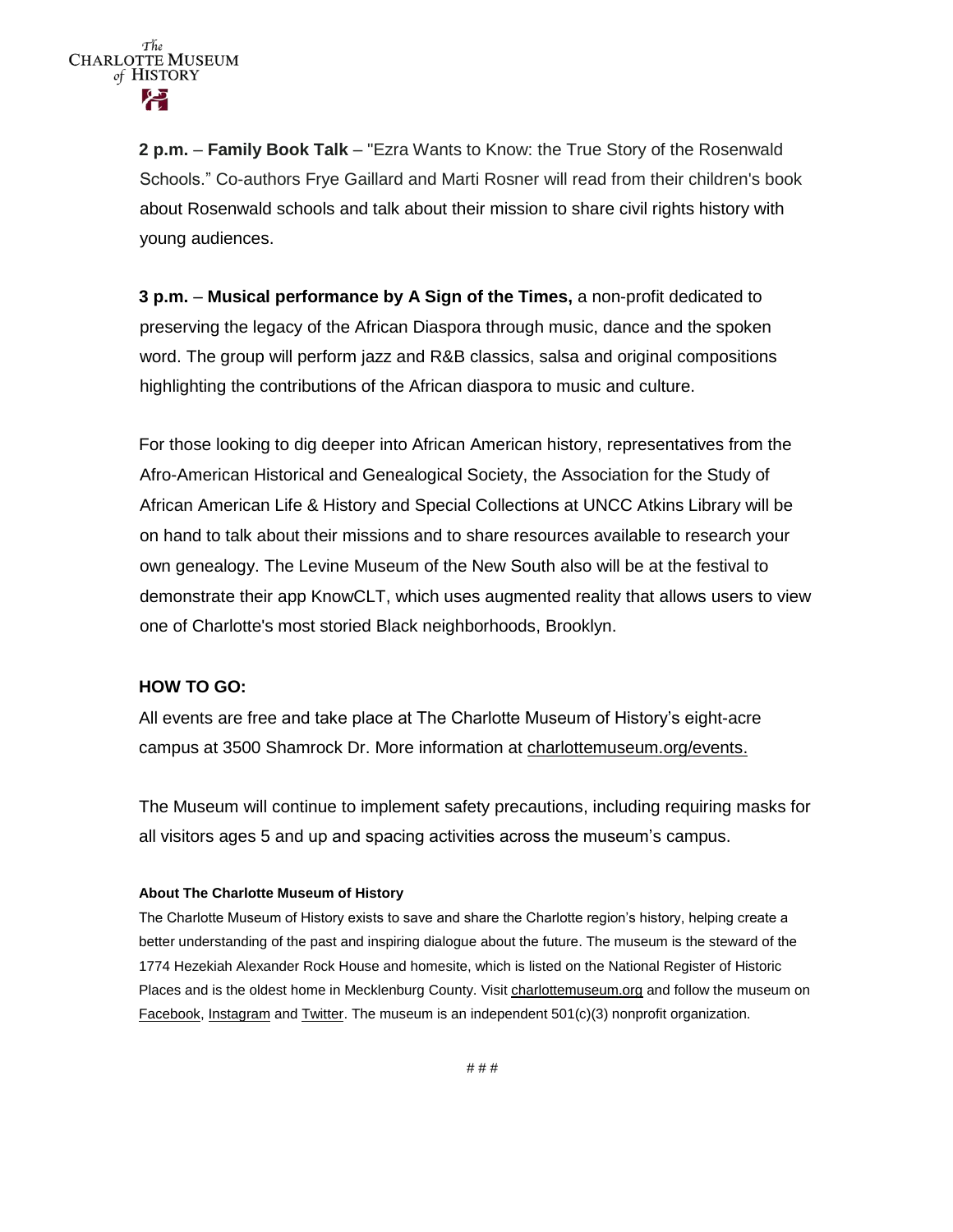**2 p.m.** – **Family Book Talk** – "Ezra Wants to Know: the True Story of the Rosenwald Schools." Co-authors Frye Gaillard and Marti Rosner will read from their children's book about Rosenwald schools and talk about their mission to share civil rights history with young audiences.

**3 p.m.** – **Musical performance by A Sign of the Times,** a non-profit dedicated to preserving the legacy of the African Diaspora through music, dance and the spoken word. The group will perform jazz and R&B classics, salsa and original compositions highlighting the contributions of the African diaspora to music and culture.

For those looking to dig deeper into African American history, representatives from the Afro-American Historical and Genealogical Society, the Association for the Study of African American Life & History and Special Collections at UNCC Atkins Library will be on hand to talk about their missions and to share resources available to research your own genealogy. The Levine Museum of the New South also will be at the festival to demonstrate their app KnowCLT, which uses augmented reality that allows users to view one of Charlotte's most storied Black neighborhoods, Brooklyn.

**HOW TO GO:**

All events are free and take place at The Charlotte Museum of History's eight-acre campus at 3500 Shamrock Dr. More information at charlottemuseum.org/events.

The Museum will continue to implement safety precautions, including requiring masks for all visitors ages 5 and up and spacing activities across the museum's campus.

**About The Charlotte Museum of History**

The Charlotte Museum of History exists to save and share the Charlotte region's history, helping create a better understanding of the past and inspiring dialogue about the future. The museum is the steward of the 1774 Hezekiah Alexander Rock House and homesite, which is listed on the National Register of Historic Places and is the oldest home in Mecklenburg County. Visit charlottemuseum.org and follow the museum on Facebook, Instagram and Twitter. The museum is an independent 501(c)(3) nonprofit organization.

# # #